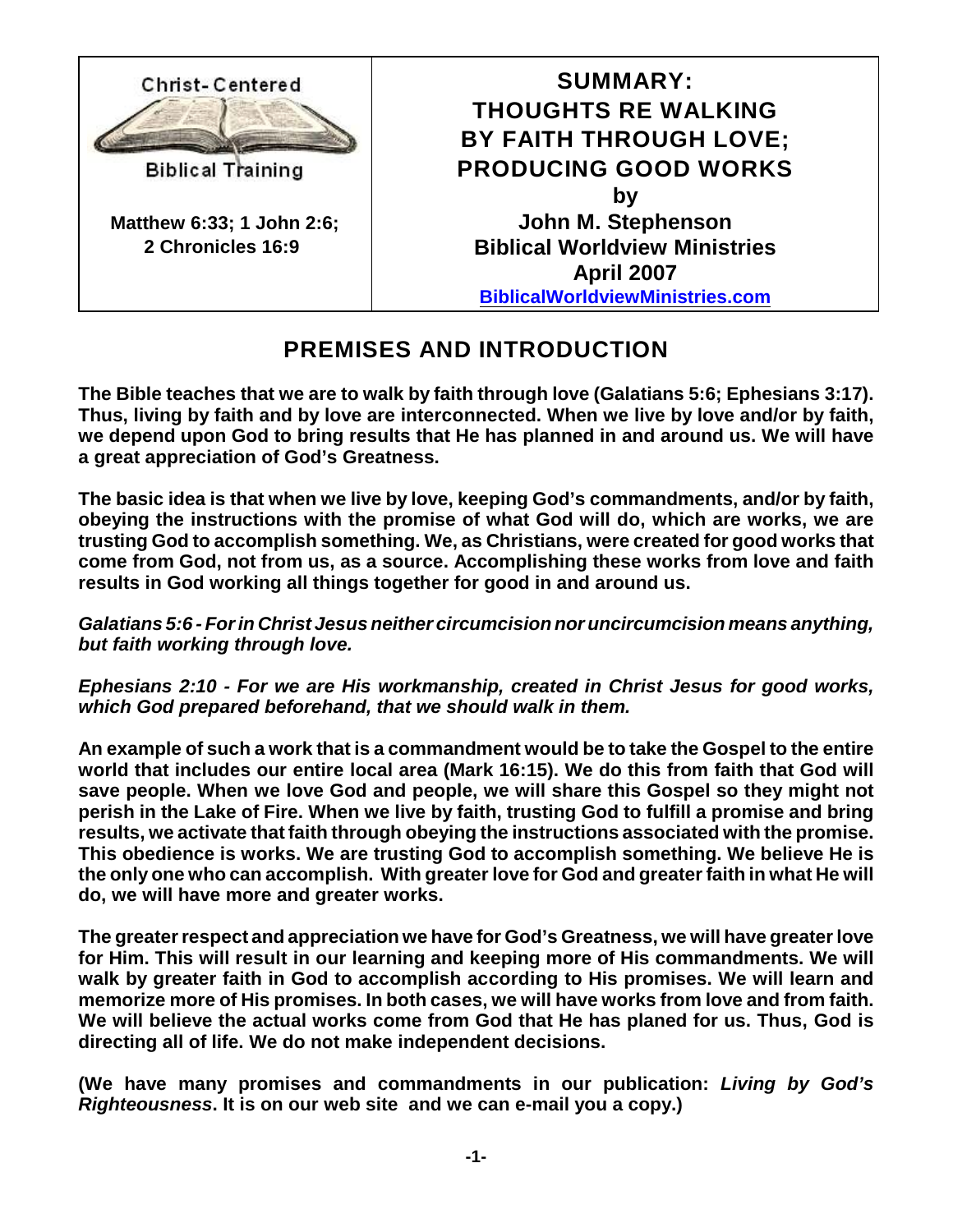Christ-Centered Biblical Training

**Matthew 6:33; 1 John 2:6; 2 Chronicles 16:9**

# SUMMARY: THOUGHTS RE WALKING BY FAITH THROUGH LOVE; PRODUCING GOOD WORKS

**by**
**John M. Stephenson**
**Biblical Worldview Ministries**
**April 2007**
**BiblicalWorldviewMinistries.com**

## PREMISES AND INTRODUCTION

**The Bible teaches that we are to walk by faith through love (Galatians 5:6; Ephesians 3:17). Thus, living by faith and by love are interconnected. When we live by love and/or by faith, we depend upon God to bring results that He has planned in and around us. We will have a great appreciation of God's Greatness.**

**The basic idea is that when we live by love, keeping God's commandments, and/or by faith, obeying the instructions with the promise of what God will do, which are works, we are trusting God to accomplish something. We, as Christians, were created for good works that come from God, not from us, as a source. Accomplishing these works from love and faith results in God working all things together for good in and around us.**

***Galatians 5:6 - For in Christ Jesus neither circumcision nor uncircumcision means anything, but faith working through love.***

***Ephesians 2:10 - For we are His workmanship, created in Christ Jesus for good works, which God prepared beforehand, that we should walk in them.***

**An example of such a work that is a commandment would be to take the Gospel to the entire world that includes our entire local area (Mark 16:15). We do this from faith that God will save people. When we love God and people, we will share this Gospel so they might not perish in the Lake of Fire. When we live by faith, trusting God to fulfill a promise and bring results, we activate that faith through obeying the instructions associated with the promise. This obedience is works. We are trusting God to accomplish something. We believe He is the only one who can accomplish. With greater love for God and greater faith in what He will do, we will have more and greater works.**

**The greater respect and appreciation we have for God's Greatness, we will have greater love for Him. This will result in our learning and keeping more of His commandments. We will walk by greater faith in God to accomplish according to His promises. We will learn and memorize more of His promises. In both cases, we will have works from love and from faith. We will believe the actual works come from God that He has planed for us. Thus, God is directing all of life. We do not make independent decisions.**

**(We have many promises and commandments in our publication: *Living by God's Righteousness*. It is on our web site and we can e-mail you a copy.)**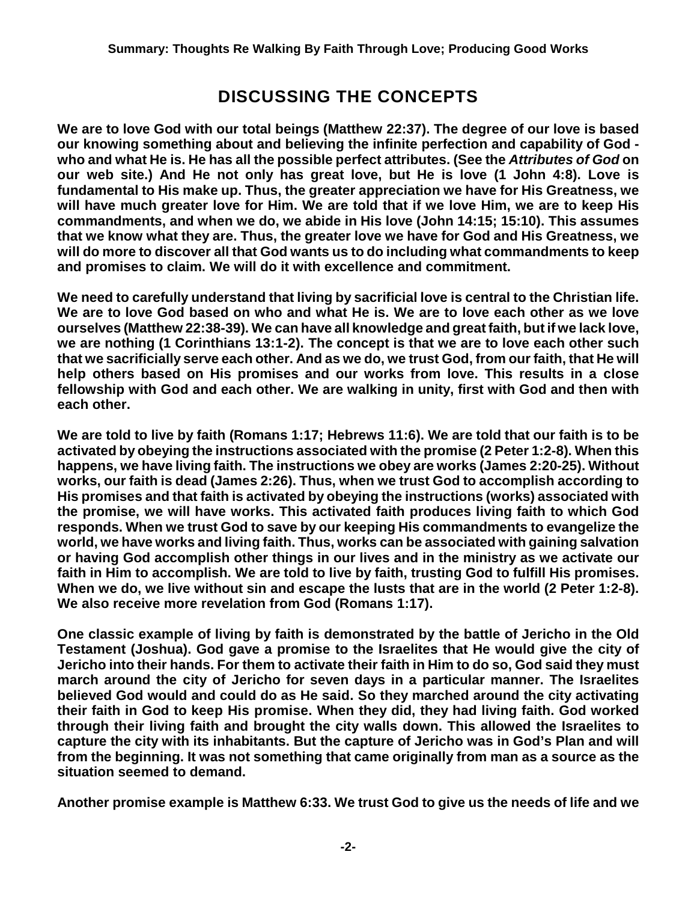## DISCUSSING THE CONCEPTS

**We are to love God with our total beings (Matthew 22:37). The degree of our love is based our knowing something about and believing the infinite perfection and capability of God - who and what He is. He has all the possible perfect attributes. (See the *Attributes of God* on our web site.) And He not only has great love, but He is love (1 John 4:8). Love is fundamental to His make up. Thus, the greater appreciation we have for His Greatness, we will have much greater love for Him. We are told that if we love Him, we are to keep His commandments, and when we do, we abide in His love (John 14:15; 15:10). This assumes that we know what they are. Thus, the greater love we have for God and His Greatness, we will do more to discover all that God wants us to do including what commandments to keep and promises to claim. We will do it with excellence and commitment.**

**We need to carefully understand that living by sacrificial love is central to the Christian life. We are to love God based on who and what He is. We are to love each other as we love ourselves (Matthew 22:38-39). We can have all knowledge and great faith, but if we lack love, we are nothing (1 Corinthians 13:1-2). The concept is that we are to love each other such that we sacrificially serve each other. And as we do, we trust God, from our faith, that He will help others based on His promises and our works from love. This results in a close fellowship with God and each other. We are walking in unity, first with God and then with each other.**

**We are told to live by faith (Romans 1:17; Hebrews 11:6). We are told that our faith is to be activated by obeying the instructions associated with the promise (2 Peter 1:2-8). When this happens, we have living faith. The instructions we obey are works (James 2:20-25). Without works, our faith is dead (James 2:26). Thus, when we trust God to accomplish according to His promises and that faith is activated by obeying the instructions (works) associated with the promise, we will have works. This activated faith produces living faith to which God responds. When we trust God to save by our keeping His commandments to evangelize the world, we have works and living faith. Thus, works can be associated with gaining salvation or having God accomplish other things in our lives and in the ministry as we activate our faith in Him to accomplish. We are told to live by faith, trusting God to fulfill His promises. When we do, we live without sin and escape the lusts that are in the world (2 Peter 1:2-8). We also receive more revelation from God (Romans 1:17).**

**One classic example of living by faith is demonstrated by the battle of Jericho in the Old Testament (Joshua). God gave a promise to the Israelites that He would give the city of Jericho into their hands. For them to activate their faith in Him to do so, God said they must march around the city of Jericho for seven days in a particular manner. The Israelites believed God would and could do as He said. So they marched around the city activating their faith in God to keep His promise. When they did, they had living faith. God worked through their living faith and brought the city walls down. This allowed the Israelites to capture the city with its inhabitants. But the capture of Jericho was in God's Plan and will from the beginning. It was not something that came originally from man as a source as the situation seemed to demand.**

**Another promise example is Matthew 6:33. We trust God to give us the needs of life and we**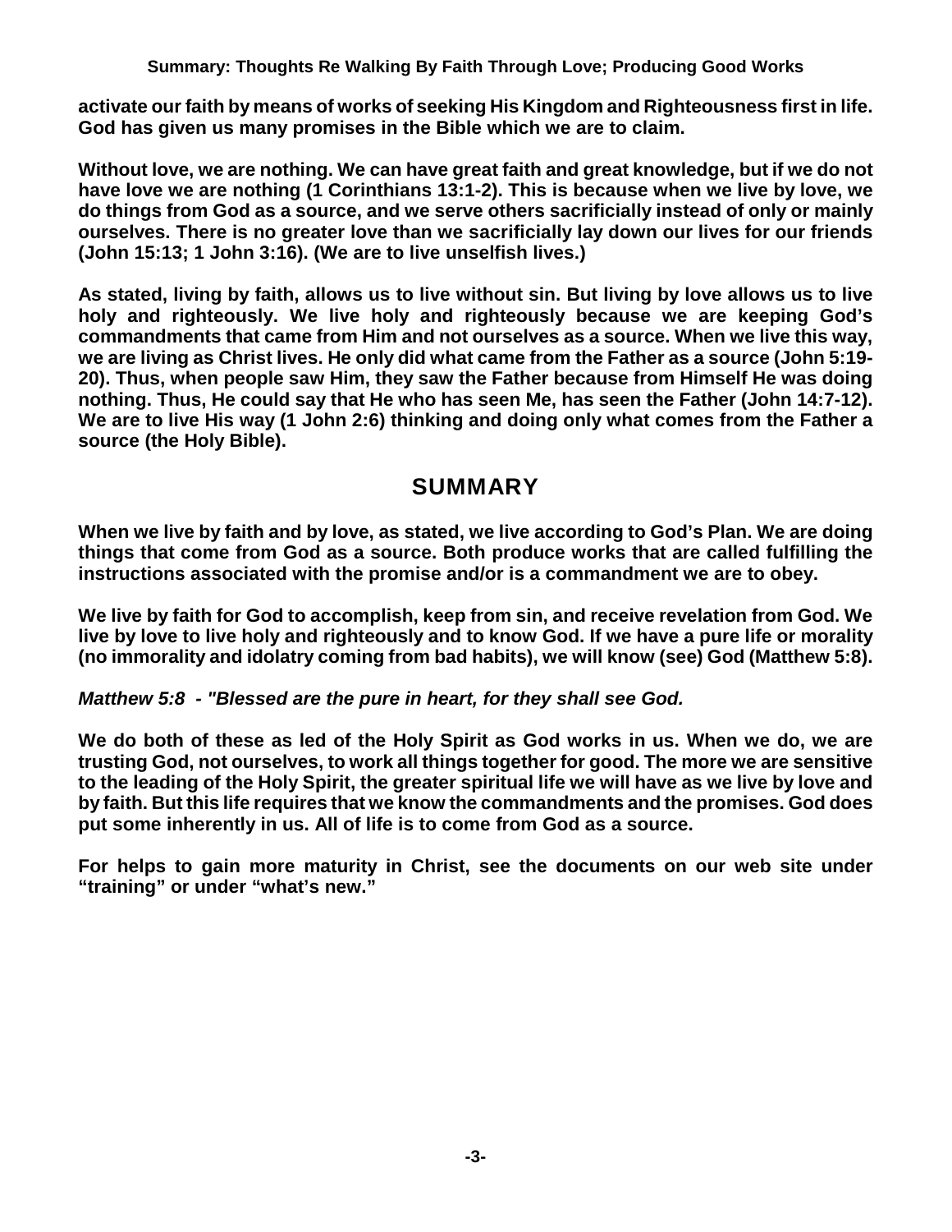**activate our faith by means of works of seeking His Kingdom and Righteousness first in life. God has given us many promises in the Bible which we are to claim.**

**Without love, we are nothing. We can have great faith and great knowledge, but if we do not have love we are nothing (1 Corinthians 13:1-2). This is because when we live by love, we do things from God as a source, and we serve others sacrificially instead of only or mainly ourselves. There is no greater love than we sacrificially lay down our lives for our friends (John 15:13; 1 John 3:16). (We are to live unselfish lives.)**

**As stated, living by faith, allows us to live without sin. But living by love allows us to live holy and righteously. We live holy and righteously because we are keeping God's commandments that came from Him and not ourselves as a source. When we live this way, we are living as Christ lives. He only did what came from the Father as a source (John 5:19-20). Thus, when people saw Him, they saw the Father because from Himself He was doing nothing. Thus, He could say that He who has seen Me, has seen the Father (John 14:7-12). We are to live His way (1 John 2:6) thinking and doing only what comes from the Father a source (the Holy Bible).**

## SUMMARY

**When we live by faith and by love, as stated, we live according to God's Plan. We are doing things that come from God as a source. Both produce works that are called fulfilling the instructions associated with the promise and/or is a commandment we are to obey.**

**We live by faith for God to accomplish, keep from sin, and receive revelation from God. We live by love to live holy and righteously and to know God. If we have a pure life or morality (no immorality and idolatry coming from bad habits), we will know (see) God (Matthew 5:8).**

***Matthew 5:8 - "Blessed are the pure in heart, for they shall see God.***

**We do both of these as led of the Holy Spirit as God works in us. When we do, we are trusting God, not ourselves, to work all things together for good. The more we are sensitive to the leading of the Holy Spirit, the greater spiritual life we will have as we live by love and by faith. But this life requires that we know the commandments and the promises. God does put some inherently in us. All of life is to come from God as a source.**

**For helps to gain more maturity in Christ, see the documents on our web site under "training" or under "what's new."**